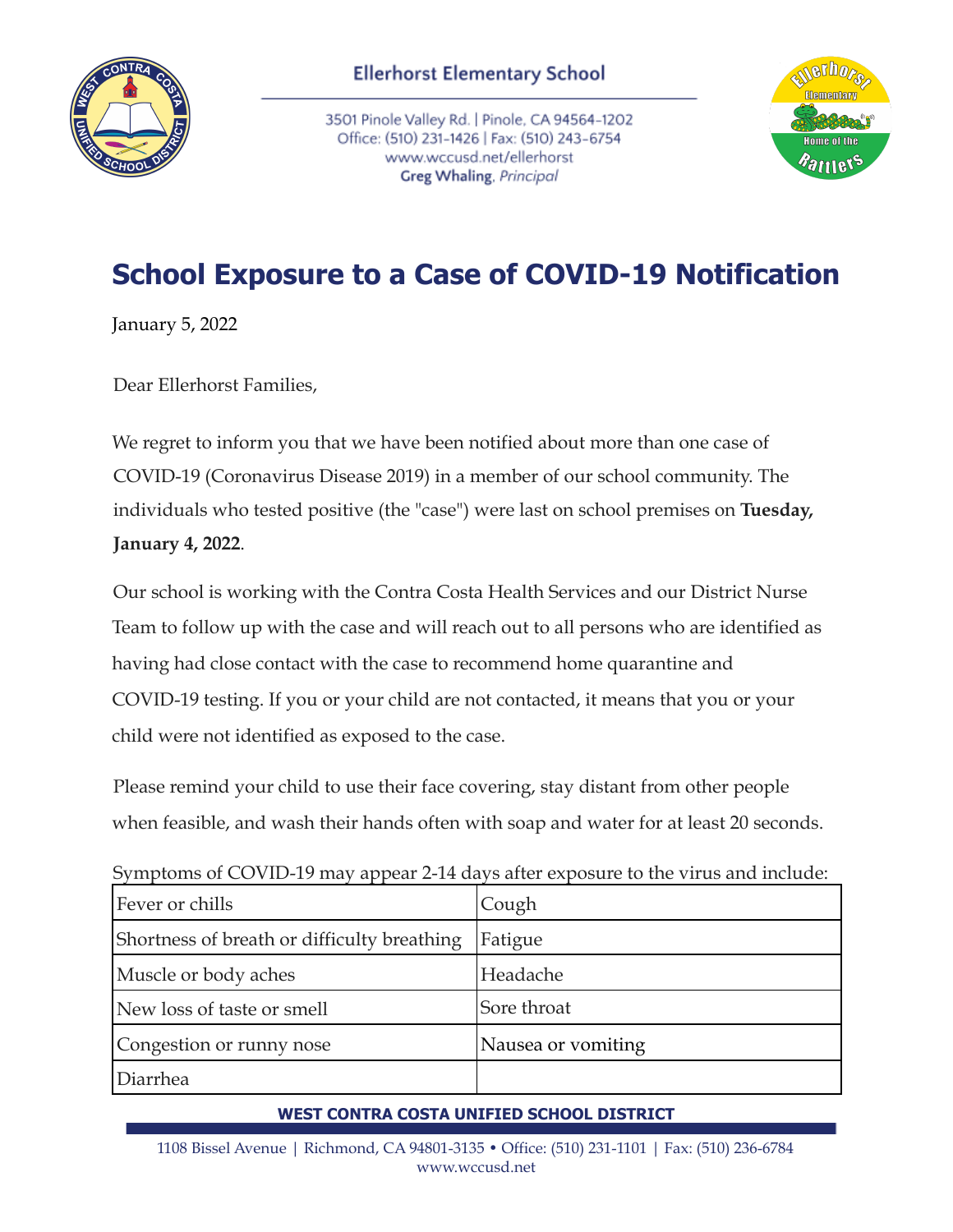Ellerhorst Elementary School

3501 Pinole Valley Rd. | Pinole, CA 94564-1202
Office: (510) 231-1426 | Fax: (510) 243-6754
www.wccusd.net/ellerhorst
**Greg Whaling**, *Principal*

# School Exposure to a Case of COVID-19 Notification

January 5, 2022

Dear Ellerhorst Families,

We regret to inform you that we have been notified about more than one case of COVID-19 (Coronavirus Disease 2019) in a member of our school community. The individuals who tested positive (the "case") were last on school premises on **Tuesday, January 4, 2022**.

Our school is working with the Contra Costa Health Services and our District Nurse Team to follow up with the case and will reach out to all persons who are identified as having had close contact with the case to recommend home quarantine and COVID-19 testing. If you or your child are not contacted, it means that you or your child were not identified as exposed to the case.

Please remind your child to use their face covering, stay distant from other people when feasible, and wash their hands often with soap and water for at least 20 seconds.

Symptoms of COVID-19 may appear 2-14 days after exposure to the virus and include:

| | |
|---|---|
| Fever or chills | Cough |
| Shortness of breath or difficulty breathing | Fatigue |
| Muscle or body aches | Headache |
| New loss of taste or smell | Sore throat |
| Congestion or runny nose | Nausea or vomiting |
| Diarrhea | |

**WEST CONTRA COSTA UNIFIED SCHOOL DISTRICT**

1108 Bissel Avenue | Richmond, CA 94801-3135 • Office: (510) 231-1101 | Fax: (510) 236-6784
www.wccusd.net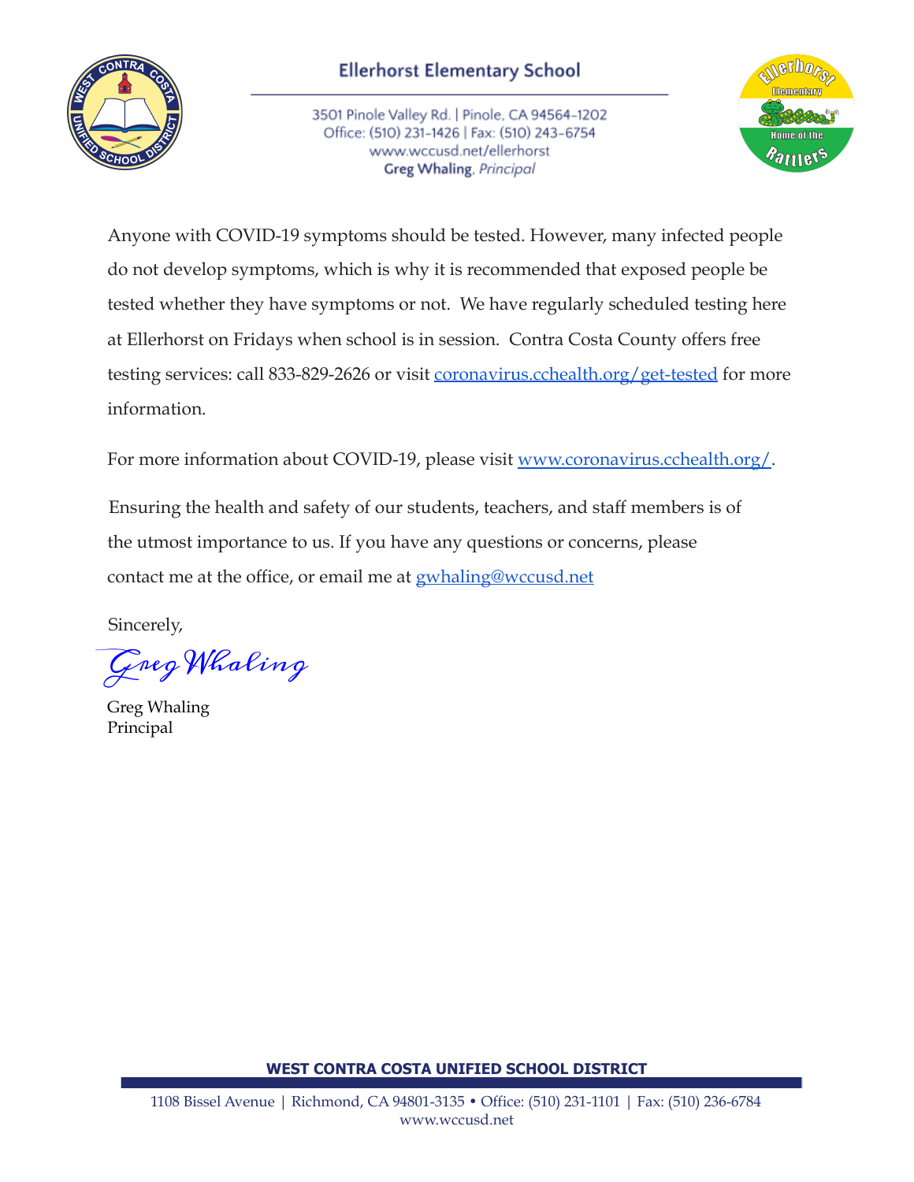Anyone with COVID-19 symptoms should be tested. However, many infected people do not develop symptoms, which is why it is recommended that exposed people be tested whether they have symptoms or not. We have regularly scheduled testing here at Ellerhorst on Fridays when school is in session. Contra Costa County offers free testing services: call 833-829-2626 or visit [coronavirus.cchealth.org/get-tested](coronavirus.cchealth.org/get-tested) for more information.

For more information about COVID-19, please visit [www.coronavirus.cchealth.org/](www.coronavirus.cchealth.org/).

Ensuring the health and safety of our students, teachers, and staff members is of the utmost importance to us. If you have any questions or concerns, please contact me at the office, or email me at [gwhaling@wccusd.net](mailto:gwhaling@wccusd.net)

Sincerely,

*Greg Whaling*

Greg Whaling
Principal